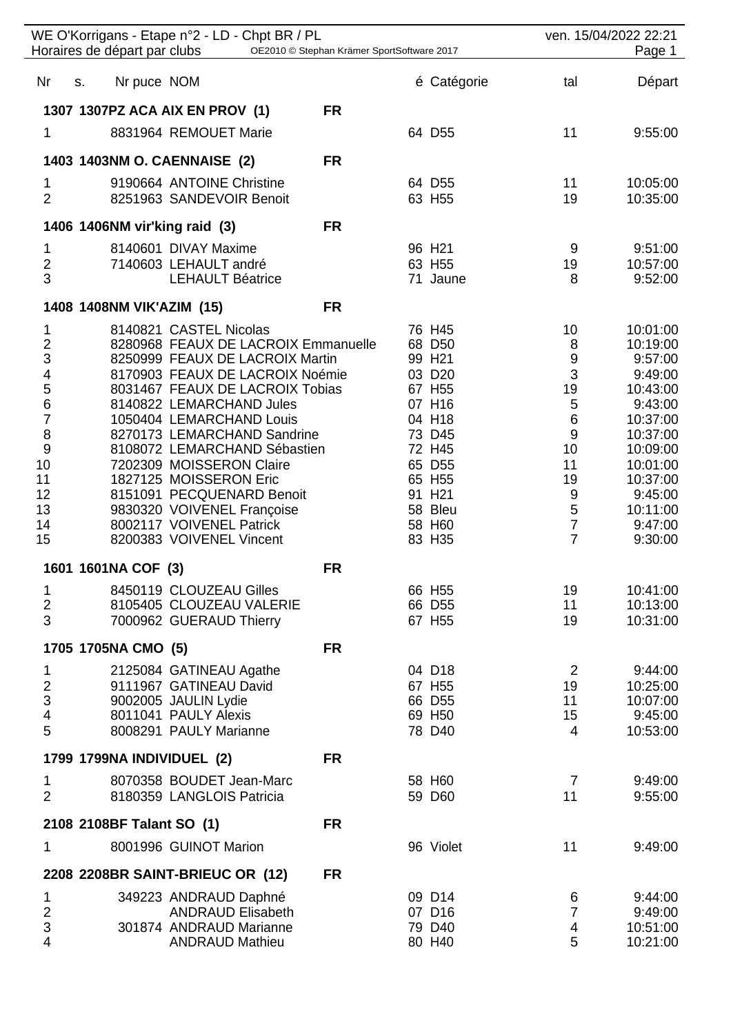WE O'Korrigans - Etape n°2 - LD - Chpt BR / PL

Horaires de départ par clubs

ven. 15/04/2022 22:21

| Nr | s. | Nr puce | NOM | é | Catégorie | tal | Départ |
|---|---|---|---|---|---|---|---|
| **1307** | | **1307PZ** | **ACA AIX EN PROV (1)** | **FR** | | | |
| 1 | | 8831964 | REMOUET Marie | 64 | D55 | 11 | 9:55:00 |
| **1403** | | **1403NM** | **O. CAENNAISE (2)** | **FR** | | | |
| 1 | | 9190664 | ANTOINE Christine | 64 | D55 | 11 | 10:05:00 |
| 2 | | 8251963 | SANDEVOIR Benoit | 63 | H55 | 19 | 10:35:00 |
| **1406** | | **1406NM** | **vir'king raid (3)** | **FR** | | | |
| 1 | | 8140601 | DIVAY Maxime | 96 | H21 | 9 | 9:51:00 |
| 2 | | 7140603 | LEHAULT andré | 63 | H55 | 19 | 10:57:00 |
| 3 | | | LEHAULT Béatrice | 71 | Jaune | 8 | 9:52:00 |
| **1408** | | **1408NM** | **VIK'AZIM (15)** | **FR** | | | |
| 1 | | 8140821 | CASTEL Nicolas | 76 | H45 | 10 | 10:01:00 |
| 2 | | 8280968 | FEAUX DE LACROIX Emmanuelle | 68 | D50 | 8 | 10:19:00 |
| 3 | | 8250999 | FEAUX DE LACROIX Martin | 99 | H21 | 9 | 9:57:00 |
| 4 | | 8170903 | FEAUX DE LACROIX Noémie | 03 | D20 | 3 | 9:49:00 |
| 5 | | 8031467 | FEAUX DE LACROIX Tobias | 67 | H55 | 19 | 10:43:00 |
| 6 | | 8140822 | LEMARCHAND Jules | 07 | H16 | 5 | 9:43:00 |
| 7 | | 1050404 | LEMARCHAND Louis | 04 | H18 | 6 | 10:37:00 |
| 8 | | 8270173 | LEMARCHAND Sandrine | 73 | D45 | 9 | 10:37:00 |
| 9 | | 8108072 | LEMARCHAND Sébastien | 72 | H45 | 10 | 10:09:00 |
| 10 | | 7202309 | MOISSERON Claire | 65 | D55 | 11 | 10:01:00 |
| 11 | | 1827125 | MOISSERON Eric | 65 | H55 | 19 | 10:37:00 |
| 12 | | 8151091 | PECQUENARD Benoit | 91 | H21 | 9 | 9:45:00 |
| 13 | | 9830320 | VOIVENEL Françoise | 58 | Bleu | 5 | 10:11:00 |
| 14 | | 8002117 | VOIVENEL Patrick | 58 | H60 | 7 | 9:47:00 |
| 15 | | 8200383 | VOIVENEL Vincent | 83 | H35 | 7 | 9:30:00 |
| **1601** | | **1601NA** | **COF (3)** | **FR** | | | |
| 1 | | 8450119 | CLOUZEAU Gilles | 66 | H55 | 19 | 10:41:00 |
| 2 | | 8105405 | CLOUZEAU VALERIE | 66 | D55 | 11 | 10:13:00 |
| 3 | | 7000962 | GUERAUD Thierry | 67 | H55 | 19 | 10:31:00 |
| **1705** | | **1705NA** | **CMO (5)** | **FR** | | | |
| 1 | | 2125084 | GATINEAU Agathe | 04 | D18 | 2 | 9:44:00 |
| 2 | | 9111967 | GATINEAU David | 67 | H55 | 19 | 10:25:00 |
| 3 | | 9002005 | JAULIN Lydie | 66 | D55 | 11 | 10:07:00 |
| 4 | | 8011041 | PAULY Alexis | 69 | H50 | 15 | 9:45:00 |
| 5 | | 8008291 | PAULY Marianne | 78 | D40 | 4 | 10:53:00 |
| **1799** | | **1799NA** | **INDIVIDUEL (2)** | **FR** | | | |
| 1 | | 8070358 | BOUDET Jean-Marc | 58 | H60 | 7 | 9:49:00 |
| 2 | | 8180359 | LANGLOIS Patricia | 59 | D60 | 11 | 9:55:00 |
| **2108** | | **2108BF** | **Talant SO (1)** | **FR** | | | |
| 1 | | 8001996 | GUINOT Marion | 96 | Violet | 11 | 9:49:00 |
| **2208** | | **2208BR** | **SAINT-BRIEUC OR (12)** | **FR** | | | |
| 1 | | 349223 | ANDRAUD Daphné | 09 | D14 | 6 | 9:44:00 |
| 2 | | | ANDRAUD Elisabeth | 07 | D16 | 7 | 9:49:00 |
| 3 | | 301874 | ANDRAUD Marianne | 79 | D40 | 4 | 10:51:00 |
| 4 | | | ANDRAUD Mathieu | 80 | H40 | 5 | 10:21:00 |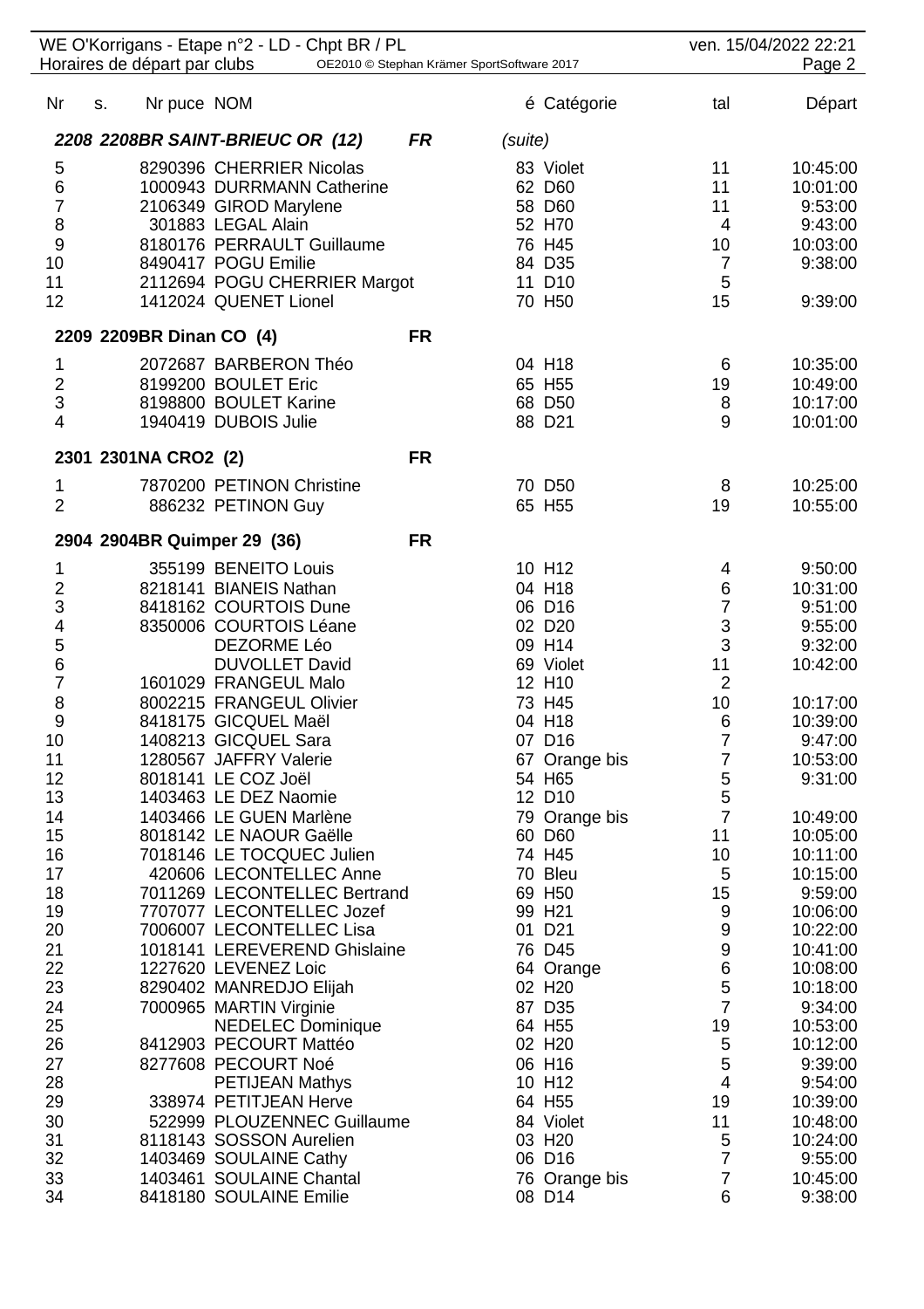| Nr | s. | Nr puce | NOM | é | Catégorie | tal | Départ |
|---|---|---|---|---|---|---|---|
| ***2208 2208BR SAINT-BRIEUC OR (12)*** | | | ***FR*** | *(suite)* | | | |
| 5 | | 8290396 | CHERRIER Nicolas | 83 | Violet | 11 | 10:45:00 |
| 6 | | 1000943 | DURRMANN Catherine | 62 | D60 | 11 | 10:01:00 |
| 7 | | 2106349 | GIROD Marylene | 58 | D60 | 11 | 9:53:00 |
| 8 | | 301883 | LEGAL Alain | 52 | H70 | 4 | 9:43:00 |
| 9 | | 8180176 | PERRAULT Guillaume | 76 | H45 | 10 | 10:03:00 |
| 10 | | 8490417 | POGU Emilie | 84 | D35 | 7 | 9:38:00 |
| 11 | | 2112694 | POGU CHERRIER Margot | 11 | D10 | 5 | |
| 12 | | 1412024 | QUENET Lionel | 70 | H50 | 15 | 9:39:00 |
| **2209 2209BR Dinan CO (4)** | | | **FR** | | | | |
| 1 | | 2072687 | BARBERON Théo | 04 | H18 | 6 | 10:35:00 |
| 2 | | 8199200 | BOULET Eric | 65 | H55 | 19 | 10:49:00 |
| 3 | | 8198800 | BOULET Karine | 68 | D50 | 8 | 10:17:00 |
| 4 | | 1940419 | DUBOIS Julie | 88 | D21 | 9 | 10:01:00 |
| **2301 2301NA CRO2 (2)** | | | **FR** | | | | |
| 1 | | 7870200 | PETINON Christine | 70 | D50 | 8 | 10:25:00 |
| 2 | | 886232 | PETINON Guy | 65 | H55 | 19 | 10:55:00 |
| **2904 2904BR Quimper 29 (36)** | | | **FR** | | | | |
| 1 | | 355199 | BENEITO Louis | 10 | H12 | 4 | 9:50:00 |
| 2 | | 8218141 | BIANEIS Nathan | 04 | H18 | 6 | 10:31:00 |
| 3 | | 8418162 | COURTOIS Dune | 06 | D16 | 7 | 9:51:00 |
| 4 | | 8350006 | COURTOIS Léane | 02 | D20 | 3 | 9:55:00 |
| 5 | | | DEZORME Léo | 09 | H14 | 3 | 9:32:00 |
| 6 | | | DUVOLLET David | 69 | Violet | 11 | 10:42:00 |
| 7 | | 1601029 | FRANGEUL Malo | 12 | H10 | 2 | |
| 8 | | 8002215 | FRANGEUL Olivier | 73 | H45 | 10 | 10:17:00 |
| 9 | | 8418175 | GICQUEL Maël | 04 | H18 | 6 | 10:39:00 |
| 10 | | 1408213 | GICQUEL Sara | 07 | D16 | 7 | 9:47:00 |
| 11 | | 1280567 | JAFFRY Valerie | 67 | Orange bis | 7 | 10:53:00 |
| 12 | | 8018141 | LE COZ Joël | 54 | H65 | 5 | 9:31:00 |
| 13 | | 1403463 | LE DEZ Naomie | 12 | D10 | 5 | |
| 14 | | 1403466 | LE GUEN Marlène | 79 | Orange bis | 7 | 10:49:00 |
| 15 | | 8018142 | LE NAOUR Gaëlle | 60 | D60 | 11 | 10:05:00 |
| 16 | | 7018146 | LE TOCQUEC Julien | 74 | H45 | 10 | 10:11:00 |
| 17 | | 420606 | LECONTELLEC Anne | 70 | Bleu | 5 | 10:15:00 |
| 18 | | 7011269 | LECONTELLEC Bertrand | 69 | H50 | 15 | 9:59:00 |
| 19 | | 7707077 | LECONTELLEC Jozef | 99 | H21 | 9 | 10:06:00 |
| 20 | | 7006007 | LECONTELLEC Lisa | 01 | D21 | 9 | 10:22:00 |
| 21 | | 1018141 | LEREVEREND Ghislaine | 76 | D45 | 9 | 10:41:00 |
| 22 | | 1227620 | LEVENEZ Loic | 64 | Orange | 6 | 10:08:00 |
| 23 | | 8290402 | MANREDJO Elijah | 02 | H20 | 5 | 10:18:00 |
| 24 | | 7000965 | MARTIN Virginie | 87 | D35 | 7 | 9:34:00 |
| 25 | | | NEDELEC Dominique | 64 | H55 | 19 | 10:53:00 |
| 26 | | 8412903 | PECOURT Mattéo | 02 | H20 | 5 | 10:12:00 |
| 27 | | 8277608 | PECOURT Noé | 06 | H16 | 5 | 9:39:00 |
| 28 | | | PETIJEAN Mathys | 10 | H12 | 4 | 9:54:00 |
| 29 | | 338974 | PETITJEAN Herve | 64 | H55 | 19 | 10:39:00 |
| 30 | | 522999 | PLOUZENNEC Guillaume | 84 | Violet | 11 | 10:48:00 |
| 31 | | 8118143 | SOSSON Aurelien | 03 | H20 | 5 | 10:24:00 |
| 32 | | 1403469 | SOULAINE Cathy | 06 | D16 | 7 | 9:55:00 |
| 33 | | 1403461 | SOULAINE Chantal | 76 | Orange bis | 7 | 10:45:00 |
| 34 | | 8418180 | SOULAINE Emilie | 08 | D14 | 6 | 9:38:00 |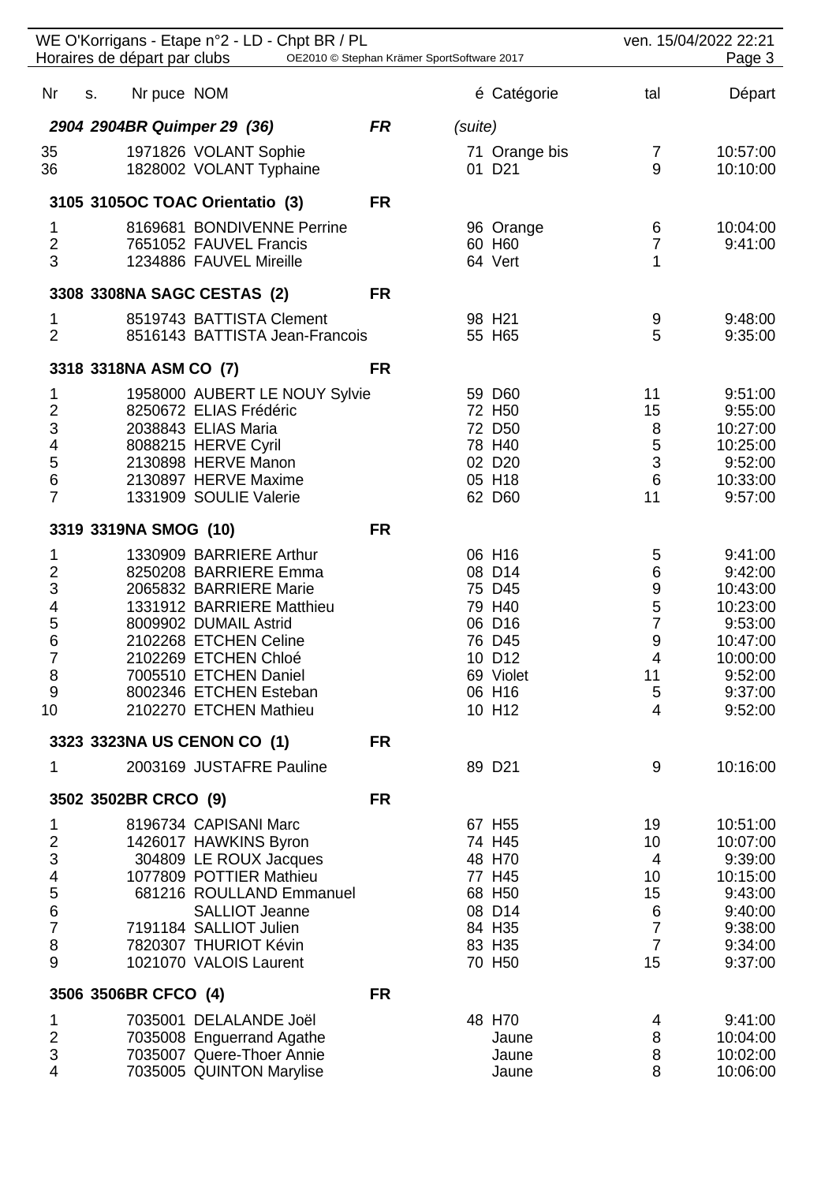WE O'Korrigans - Etape n°2 - LD - Chpt BR / PL

Horaires de départ par clubs

| Nr | s. | Nr puce | NOM | é | Catégorie | tal | Départ |
|---|---|---|---|---|---|---|---|
| ***2904 2904BR Quimper 29 (36)*** | | | ***FR*** | | *(suite)* | | |
| 35 | | 1971826 | VOLANT Sophie | 71 | Orange bis | 7 | 10:57:00 |
| 36 | | 1828002 | VOLANT Typhaine | 01 | D21 | 9 | 10:10:00 |
| **3105 3105OC TOAC Orientatio (3)** | | | **FR** | | | | |
| 1 | | 8169681 | BONDIVENNE Perrine | 96 | Orange | 6 | 10:04:00 |
| 2 | | 7651052 | FAUVEL Francis | 60 | H60 | 7 | 9:41:00 |
| 3 | | 1234886 | FAUVEL Mireille | 64 | Vert | 1 | |
| **3308 3308NA SAGC CESTAS (2)** | | | **FR** | | | | |
| 1 | | 8519743 | BATTISTA Clement | 98 | H21 | 9 | 9:48:00 |
| 2 | | 8516143 | BATTISTA Jean-Francois | 55 | H65 | 5 | 9:35:00 |
| **3318 3318NA ASM CO (7)** | | | **FR** | | | | |
| 1 | | 1958000 | AUBERT LE NOUY Sylvie | 59 | D60 | 11 | 9:51:00 |
| 2 | | 8250672 | ELIAS Frédéric | 72 | H50 | 15 | 9:55:00 |
| 3 | | 2038843 | ELIAS Maria | 72 | D50 | 8 | 10:27:00 |
| 4 | | 8088215 | HERVE Cyril | 78 | H40 | 5 | 10:25:00 |
| 5 | | 2130898 | HERVE Manon | 02 | D20 | 3 | 9:52:00 |
| 6 | | 2130897 | HERVE Maxime | 05 | H18 | 6 | 10:33:00 |
| 7 | | 1331909 | SOULIE Valerie | 62 | D60 | 11 | 9:57:00 |
| **3319 3319NA SMOG (10)** | | | **FR** | | | | |
| 1 | | 1330909 | BARRIERE Arthur | 06 | H16 | 5 | 9:41:00 |
| 2 | | 8250208 | BARRIERE Emma | 08 | D14 | 6 | 9:42:00 |
| 3 | | 2065832 | BARRIERE Marie | 75 | D45 | 9 | 10:43:00 |
| 4 | | 1331912 | BARRIERE Matthieu | 79 | H40 | 5 | 10:23:00 |
| 5 | | 8009902 | DUMAIL Astrid | 06 | D16 | 7 | 9:53:00 |
| 6 | | 2102268 | ETCHEN Celine | 76 | D45 | 9 | 10:47:00 |
| 7 | | 2102269 | ETCHEN Chloé | 10 | D12 | 4 | 10:00:00 |
| 8 | | 7005510 | ETCHEN Daniel | 69 | Violet | 11 | 9:52:00 |
| 9 | | 8002346 | ETCHEN Esteban | 06 | H16 | 5 | 9:37:00 |
| 10 | | 2102270 | ETCHEN Mathieu | 10 | H12 | 4 | 9:52:00 |
| **3323 3323NA US CENON CO (1)** | | | **FR** | | | | |
| 1 | | 2003169 | JUSTAFRE Pauline | 89 | D21 | 9 | 10:16:00 |
| **3502 3502BR CRCO (9)** | | | **FR** | | | | |
| 1 | | 8196734 | CAPISANI Marc | 67 | H55 | 19 | 10:51:00 |
| 2 | | 1426017 | HAWKINS Byron | 74 | H45 | 10 | 10:07:00 |
| 3 | | 304809 | LE ROUX Jacques | 48 | H70 | 4 | 9:39:00 |
| 4 | | 1077809 | POTTIER Mathieu | 77 | H45 | 10 | 10:15:00 |
| 5 | | 681216 | ROULLAND Emmanuel | 68 | H50 | 15 | 9:43:00 |
| 6 | | | SALLIOT Jeanne | 08 | D14 | 6 | 9:40:00 |
| 7 | | 7191184 | SALLIOT Julien | 84 | H35 | 7 | 9:38:00 |
| 8 | | 7820307 | THURIOT Kévin | 83 | H35 | 7 | 9:34:00 |
| 9 | | 1021070 | VALOIS Laurent | 70 | H50 | 15 | 9:37:00 |
| **3506 3506BR CFCO (4)** | | | **FR** | | | | |
| 1 | | 7035001 | DELALANDE Joël | 48 | H70 | 4 | 9:41:00 |
| 2 | | 7035008 | Enguerrand Agathe | | Jaune | 8 | 10:04:00 |
| 3 | | 7035007 | Quere-Thoer Annie | | Jaune | 8 | 10:02:00 |
| 4 | | 7035005 | QUINTON Marylise | | Jaune | 8 | 10:06:00 |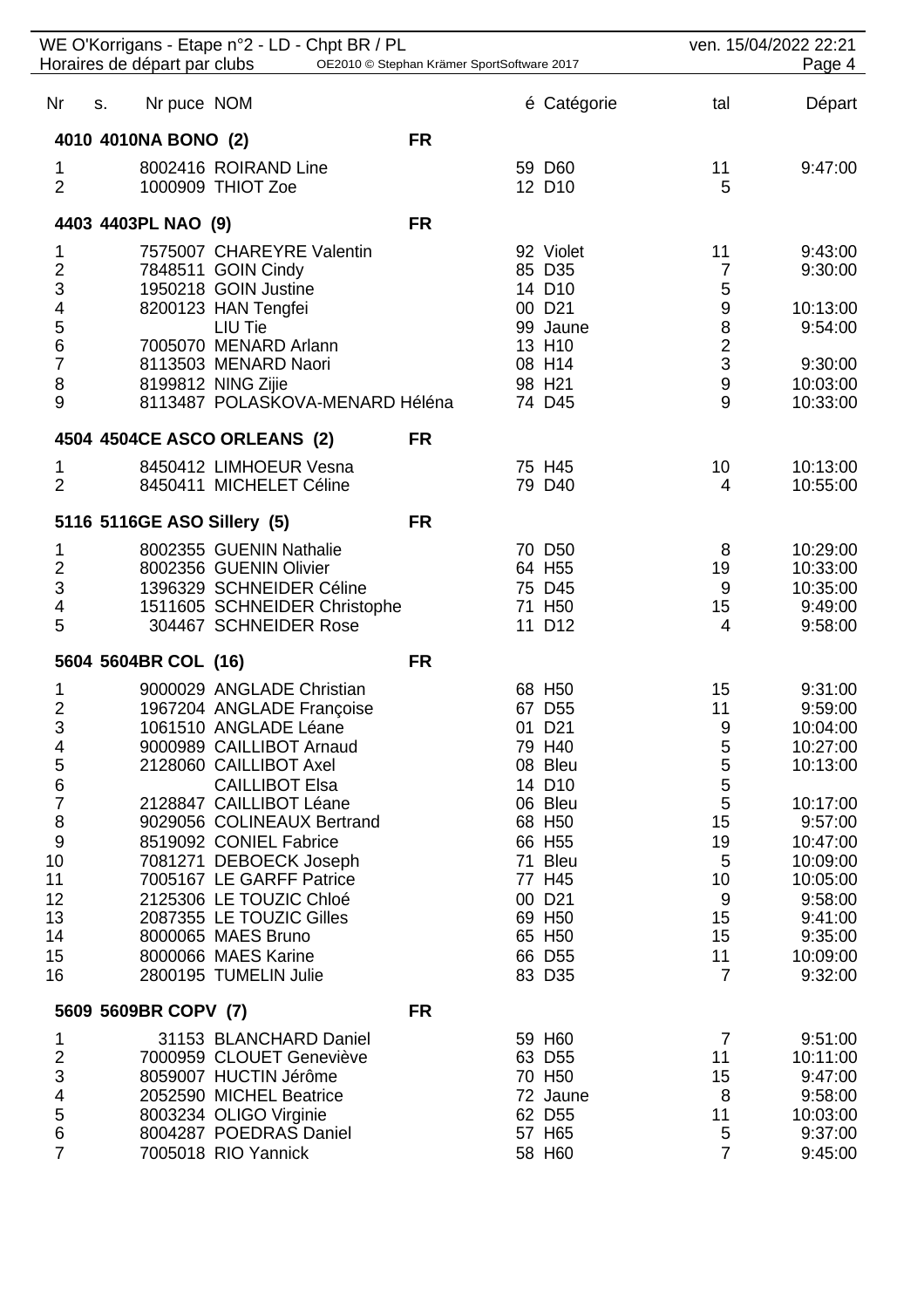| Nr | s. | Nr puce | NOM | é | Catégorie | tal | Départ |
|---|---|---|---|---|---|---|---|
| **4010 4010NA BONO (2)** | | | **FR** | | | | |
| 1 | | 8002416 | ROIRAND Line | 59 | D60 | 11 | 9:47:00 |
| 2 | | 1000909 | THIOT Zoe | 12 | D10 | 5 | |
| **4403 4403PL NAO (9)** | | | **FR** | | | | |
| 1 | | 7575007 | CHAREYRE Valentin | 92 | Violet | 11 | 9:43:00 |
| 2 | | 7848511 | GOIN Cindy | 85 | D35 | 7 | 9:30:00 |
| 3 | | 1950218 | GOIN Justine | 14 | D10 | 5 | |
| 4 | | 8200123 | HAN Tengfei | 00 | D21 | 9 | 10:13:00 |
| 5 | | | LIU Tie | 99 | Jaune | 8 | 9:54:00 |
| 6 | | 7005070 | MENARD Arlann | 13 | H10 | 2 | |
| 7 | | 8113503 | MENARD Naori | 08 | H14 | 3 | 9:30:00 |
| 8 | | 8199812 | NING Zijie | 98 | H21 | 9 | 10:03:00 |
| 9 | | 8113487 | POLASKOVA-MENARD Héléna | 74 | D45 | 9 | 10:33:00 |
| **4504 4504CE ASCO ORLEANS (2)** | | | **FR** | | | | |
| 1 | | 8450412 | LIMHOEUR Vesna | 75 | H45 | 10 | 10:13:00 |
| 2 | | 8450411 | MICHELET Céline | 79 | D40 | 4 | 10:55:00 |
| **5116 5116GE ASO Sillery (5)** | | | **FR** | | | | |
| 1 | | 8002355 | GUENIN Nathalie | 70 | D50 | 8 | 10:29:00 |
| 2 | | 8002356 | GUENIN Olivier | 64 | H55 | 19 | 10:33:00 |
| 3 | | 1396329 | SCHNEIDER Céline | 75 | D45 | 9 | 10:35:00 |
| 4 | | 1511605 | SCHNEIDER Christophe | 71 | H50 | 15 | 9:49:00 |
| 5 | | 304467 | SCHNEIDER Rose | 11 | D12 | 4 | 9:58:00 |
| **5604 5604BR COL (16)** | | | **FR** | | | | |
| 1 | | 9000029 | ANGLADE Christian | 68 | H50 | 15 | 9:31:00 |
| 2 | | 1967204 | ANGLADE Françoise | 67 | D55 | 11 | 9:59:00 |
| 3 | | 1061510 | ANGLADE Léane | 01 | D21 | 9 | 10:04:00 |
| 4 | | 9000989 | CAILLIBOT Arnaud | 79 | H40 | 5 | 10:27:00 |
| 5 | | 2128060 | CAILLIBOT Axel | 08 | Bleu | 5 | 10:13:00 |
| 6 | | | CAILLIBOT Elsa | 14 | D10 | 5 | |
| 7 | | 2128847 | CAILLIBOT Léane | 06 | Bleu | 5 | 10:17:00 |
| 8 | | 9029056 | COLINEAUX Bertrand | 68 | H50 | 15 | 9:57:00 |
| 9 | | 8519092 | CONIEL Fabrice | 66 | H55 | 19 | 10:47:00 |
| 10 | | 7081271 | DEBOECK Joseph | 71 | Bleu | 5 | 10:09:00 |
| 11 | | 7005167 | LE GARFF Patrice | 77 | H45 | 10 | 10:05:00 |
| 12 | | 2125306 | LE TOUZIC Chloé | 00 | D21 | 9 | 9:58:00 |
| 13 | | 2087355 | LE TOUZIC Gilles | 69 | H50 | 15 | 9:41:00 |
| 14 | | 8000065 | MAES Bruno | 65 | H50 | 15 | 9:35:00 |
| 15 | | 8000066 | MAES Karine | 66 | D55 | 11 | 10:09:00 |
| 16 | | 2800195 | TUMELIN Julie | 83 | D35 | 7 | 9:32:00 |
| **5609 5609BR COPV (7)** | | | **FR** | | | | |
| 1 | | 31153 | BLANCHARD Daniel | 59 | H60 | 7 | 9:51:00 |
| 2 | | 7000959 | CLOUET Geneviève | 63 | D55 | 11 | 10:11:00 |
| 3 | | 8059007 | HUCTIN Jérôme | 70 | H50 | 15 | 9:47:00 |
| 4 | | 2052590 | MICHEL Beatrice | 72 | Jaune | 8 | 9:58:00 |
| 5 | | 8003234 | OLIGO Virginie | 62 | D55 | 11 | 10:03:00 |
| 6 | | 8004287 | POEDRAS Daniel | 57 | H65 | 5 | 9:37:00 |
| 7 | | 7005018 | RIO Yannick | 58 | H60 | 7 | 9:45:00 |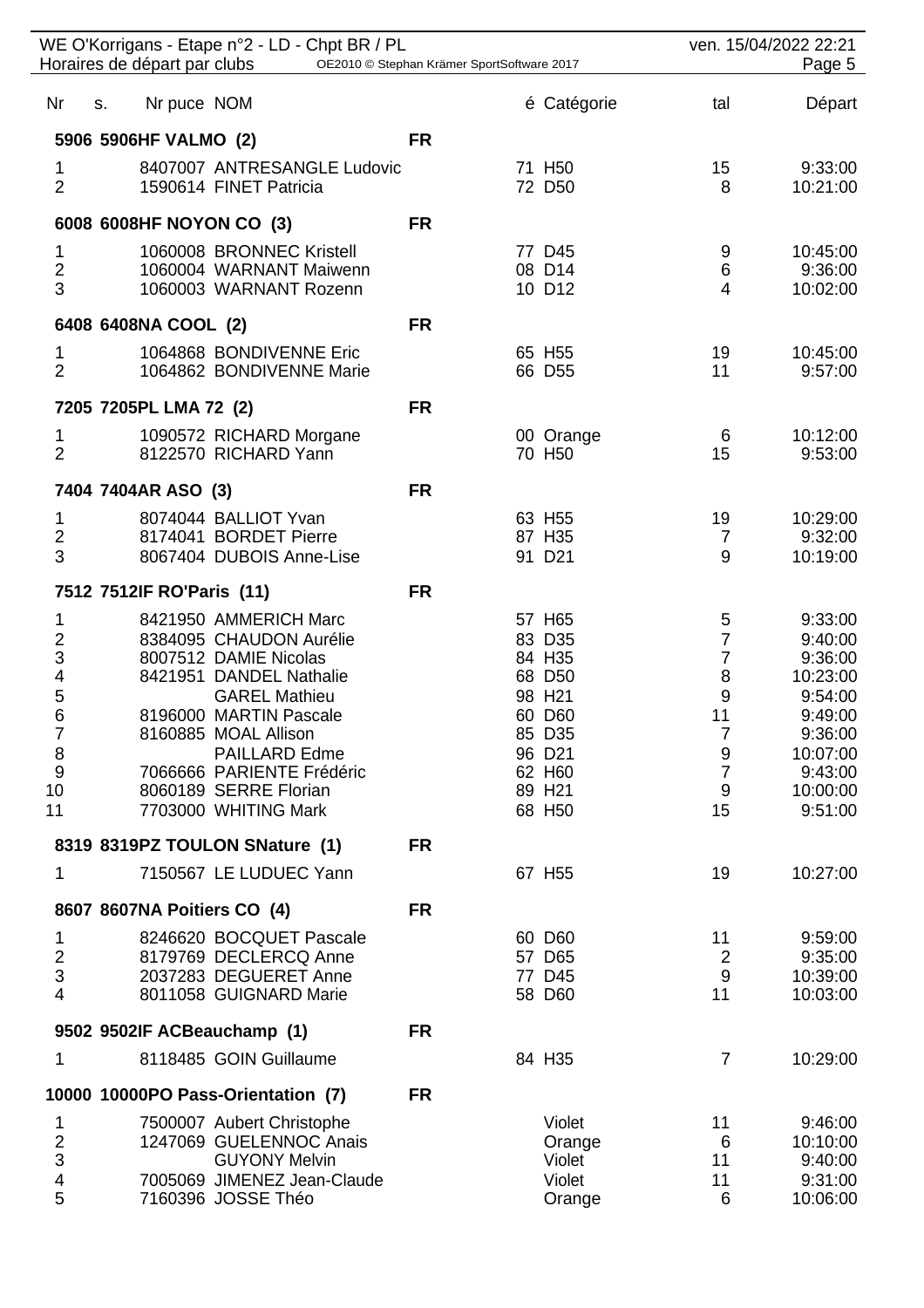WE O'Korrigans - Etape n°2 - LD - Chpt BR / PL — ven. 15/04/2022 22:21

Horaires de départ par clubs — OE2010 © Stephan Krämer SportSoftware 2017

| Nr | s. | Nr puce | NOM | | é | Catégorie | tal | Départ |
|---|---|---|---|---|---|---|---|---|
| **5906 5906HF VALMO (2)** | | | | **FR** | | | | |
| 1 | | 8407007 | ANTRESANGLE Ludovic | | 71 | H50 | 15 | 9:33:00 |
| 2 | | 1590614 | FINET Patricia | | 72 | D50 | 8 | 10:21:00 |
| **6008 6008HF NOYON CO (3)** | | | | **FR** | | | | |
| 1 | | 1060008 | BRONNEC Kristell | | 77 | D45 | 9 | 10:45:00 |
| 2 | | 1060004 | WARNANT Maiwenn | | 08 | D14 | 6 | 9:36:00 |
| 3 | | 1060003 | WARNANT Rozenn | | 10 | D12 | 4 | 10:02:00 |
| **6408 6408NA COOL (2)** | | | | **FR** | | | | |
| 1 | | 1064868 | BONDIVENNE Eric | | 65 | H55 | 19 | 10:45:00 |
| 2 | | 1064862 | BONDIVENNE Marie | | 66 | D55 | 11 | 9:57:00 |
| **7205 7205PL LMA 72 (2)** | | | | **FR** | | | | |
| 1 | | 1090572 | RICHARD Morgane | | 00 | Orange | 6 | 10:12:00 |
| 2 | | 8122570 | RICHARD Yann | | 70 | H50 | 15 | 9:53:00 |
| **7404 7404AR ASO (3)** | | | | **FR** | | | | |
| 1 | | 8074044 | BALLIOT Yvan | | 63 | H55 | 19 | 10:29:00 |
| 2 | | 8174041 | BORDET Pierre | | 87 | H35 | 7 | 9:32:00 |
| 3 | | 8067404 | DUBOIS Anne-Lise | | 91 | D21 | 9 | 10:19:00 |
| **7512 7512IF RO'Paris (11)** | | | | **FR** | | | | |
| 1 | | 8421950 | AMMERICH Marc | | 57 | H65 | 5 | 9:33:00 |
| 2 | | 8384095 | CHAUDON Aurélie | | 83 | D35 | 7 | 9:40:00 |
| 3 | | 8007512 | DAMIE Nicolas | | 84 | H35 | 7 | 9:36:00 |
| 4 | | 8421951 | DANDEL Nathalie | | 68 | D50 | 8 | 10:23:00 |
| 5 | | | GAREL Mathieu | | 98 | H21 | 9 | 9:54:00 |
| 6 | | 8196000 | MARTIN Pascale | | 60 | D60 | 11 | 9:49:00 |
| 7 | | 8160885 | MOAL Allison | | 85 | D35 | 7 | 9:36:00 |
| 8 | | | PAILLARD Edme | | 96 | D21 | 9 | 10:07:00 |
| 9 | | 7066666 | PARIENTE Frédéric | | 62 | H60 | 7 | 9:43:00 |
| 10 | | 8060189 | SERRE Florian | | 89 | H21 | 9 | 10:00:00 |
| 11 | | 7703000 | WHITING Mark | | 68 | H50 | 15 | 9:51:00 |
| **8319 8319PZ TOULON SNature (1)** | | | | **FR** | | | | |
| 1 | | 7150567 | LE LUDUEC Yann | | 67 | H55 | 19 | 10:27:00 |
| **8607 8607NA Poitiers CO (4)** | | | | **FR** | | | | |
| 1 | | 8246620 | BOCQUET Pascale | | 60 | D60 | 11 | 9:59:00 |
| 2 | | 8179769 | DECLERCQ Anne | | 57 | D65 | 2 | 9:35:00 |
| 3 | | 2037283 | DEGUERET Anne | | 77 | D45 | 9 | 10:39:00 |
| 4 | | 8011058 | GUIGNARD Marie | | 58 | D60 | 11 | 10:03:00 |
| **9502 9502IF ACBeauchamp (1)** | | | | **FR** | | | | |
| 1 | | 8118485 | GOIN Guillaume | | 84 | H35 | 7 | 10:29:00 |
| **10000 10000PO Pass-Orientation (7)** | | | | **FR** | | | | |
| 1 | | 7500007 | Aubert Christophe | | | Violet | 11 | 9:46:00 |
| 2 | | 1247069 | GUELENNOC Anais | | | Orange | 6 | 10:10:00 |
| 3 | | | GUYONY Melvin | | | Violet | 11 | 9:40:00 |
| 4 | | 7005069 | JIMENEZ Jean-Claude | | | Violet | 11 | 9:31:00 |
| 5 | | 7160396 | JOSSE Théo | | | Orange | 6 | 10:06:00 |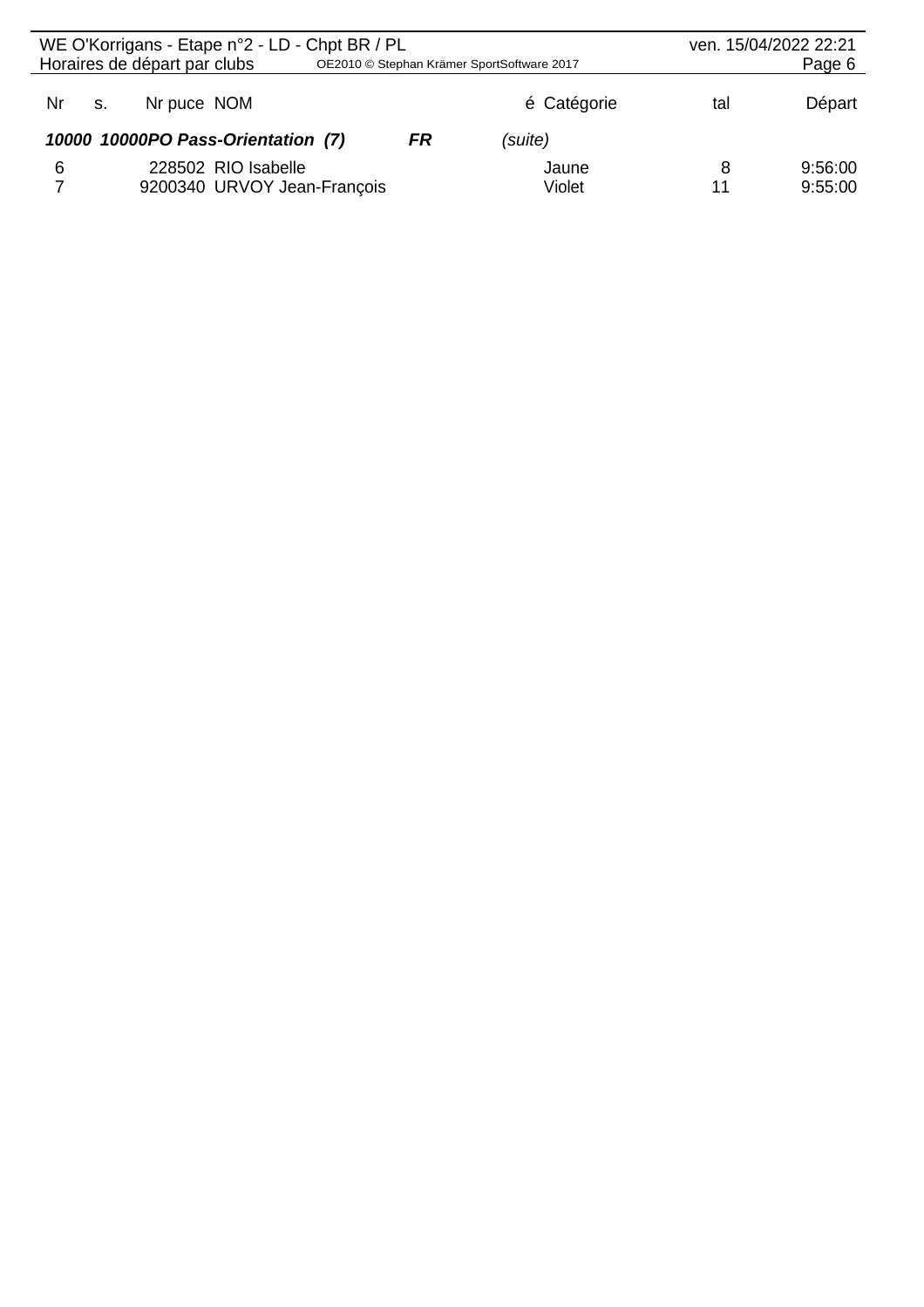| Nr | s. | Nr puce | NOM | é | Catégorie | tal | Départ |
|---|---|---|---|---|---|---|---|
| ***10000 10000PO Pass-Orientation (7)*** | | | ***FR*** | *(suite)* | | | |
| 6 | | 228502 | RIO Isabelle | | Jaune | 8 | 9:56:00 |
| 7 | | 9200340 | URVOY Jean-François | | Violet | 11 | 9:55:00 |